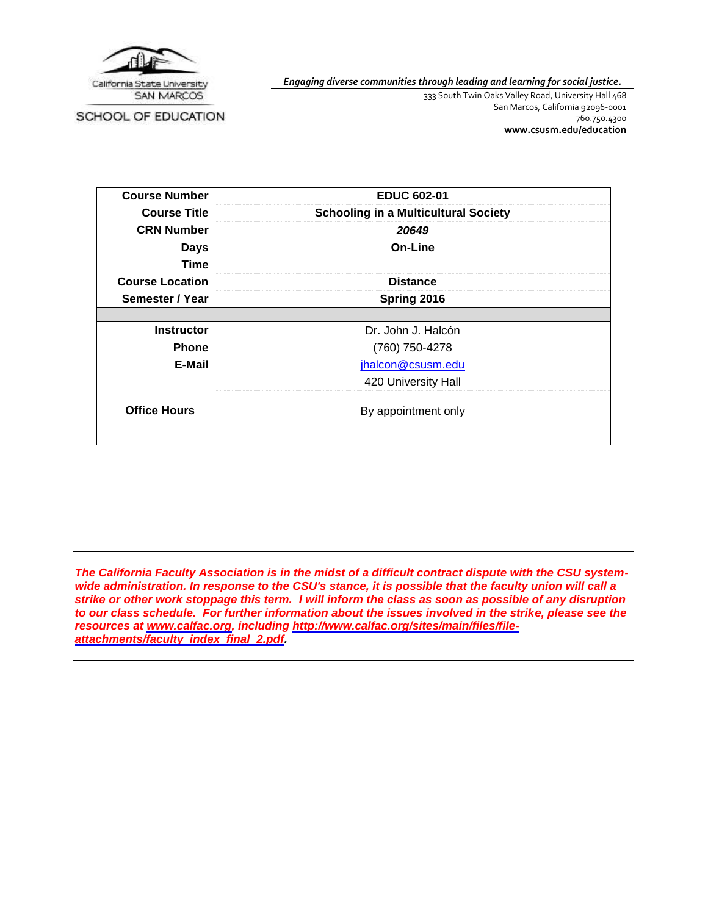California State University
SAN MARCOS

SCHOOL OF EDUCATION

***Engaging diverse communities through leading and learning for social justice.***

333 South Twin Oaks Valley Road, University Hall 468
San Marcos, California 92096-0001
760.750.4300
**www.csusm.edu/education**

| **Course Number** | **EDUC 602-01** |
|---|---|
| **Course Title** | **Schooling in a Multicultural Society** |
| **CRN Number** | ***20649*** |
| **Days** | **On-Line** |
| **Time** | |
| **Course Location** | **Distance** |
| **Semester / Year** | **Spring 2016** |
| | |
| **Instructor** | Dr. John J. Halcón |
| **Phone** | (760) 750-4278 |
| **E-Mail** | jhalcon@csusm.edu |
| | 420 University Hall |
| **Office Hours** | By appointment only |

***The California Faculty Association is in the midst of a difficult contract dispute with the CSU system-wide administration. In response to the CSU's stance, it is possible that the faculty union will call a strike or other work stoppage this term. I will inform the class as soon as possible of any disruption to our class schedule. For further information about the issues involved in the strike, please see the resources at www.calfac.org, including http://www.calfac.org/sites/main/files/file-attachments/faculty_index_final_2.pdf.***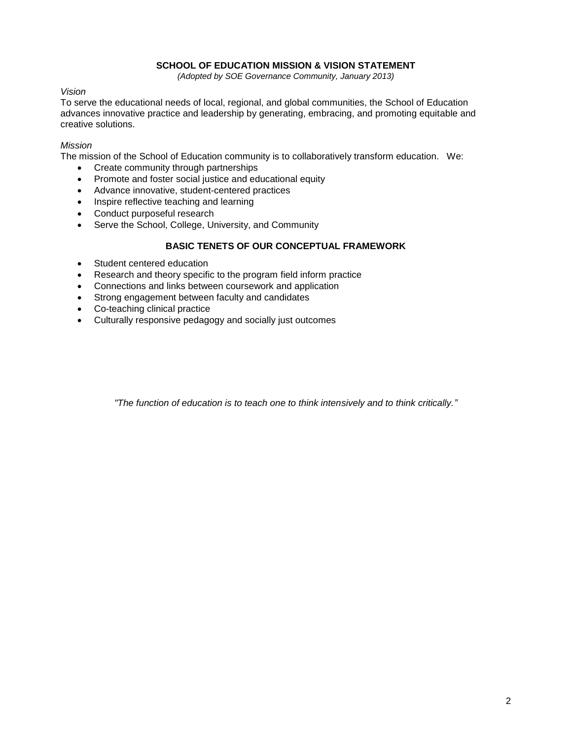## SCHOOL OF EDUCATION MISSION & VISION STATEMENT

*(Adopted by SOE Governance Community, January 2013)*

*Vision*

To serve the educational needs of local, regional, and global communities, the School of Education advances innovative practice and leadership by generating, embracing, and promoting equitable and creative solutions.

*Mission*

The mission of the School of Education community is to collaboratively transform education. We:

- Create community through partnerships
- Promote and foster social justice and educational equity
- Advance innovative, student-centered practices
- Inspire reflective teaching and learning
- Conduct purposeful research
- Serve the School, College, University, and Community

## BASIC TENETS OF OUR CONCEPTUAL FRAMEWORK

- Student centered education
- Research and theory specific to the program field inform practice
- Connections and links between coursework and application
- Strong engagement between faculty and candidates
- Co-teaching clinical practice
- Culturally responsive pedagogy and socially just outcomes

*"The function of education is to teach one to think intensively and to think critically."*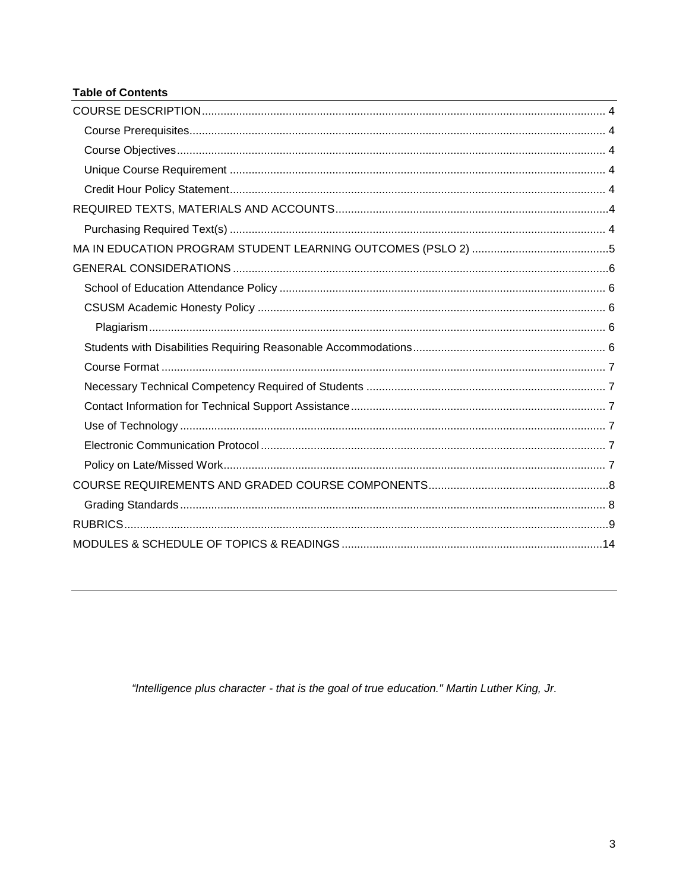**Table of Contents**

- COURSE DESCRIPTION ........ 4
  - Course Prerequisites ........ 4
  - Course Objectives ........ 4
  - Unique Course Requirement ........ 4
  - Credit Hour Policy Statement ........ 4
- REQUIRED TEXTS, MATERIALS AND ACCOUNTS ........ 4
  - Purchasing Required Text(s) ........ 4
- MA IN EDUCATION PROGRAM STUDENT LEARNING OUTCOMES (PSLO 2) ........ 5
- GENERAL CONSIDERATIONS ........ 6
  - School of Education Attendance Policy ........ 6
  - CSUSM Academic Honesty Policy ........ 6
    - Plagiarism ........ 6
  - Students with Disabilities Requiring Reasonable Accommodations ........ 6
  - Course Format ........ 7
  - Necessary Technical Competency Required of Students ........ 7
  - Contact Information for Technical Support Assistance ........ 7
  - Use of Technology ........ 7
  - Electronic Communication Protocol ........ 7
  - Policy on Late/Missed Work ........ 7
- COURSE REQUIREMENTS AND GRADED COURSE COMPONENTS ........ 8
  - Grading Standards ........ 8
- RUBRICS ........ 9
- MODULES & SCHEDULE OF TOPICS & READINGS ........ 14

---

*"Intelligence plus character - that is the goal of true education." Martin Luther King, Jr.*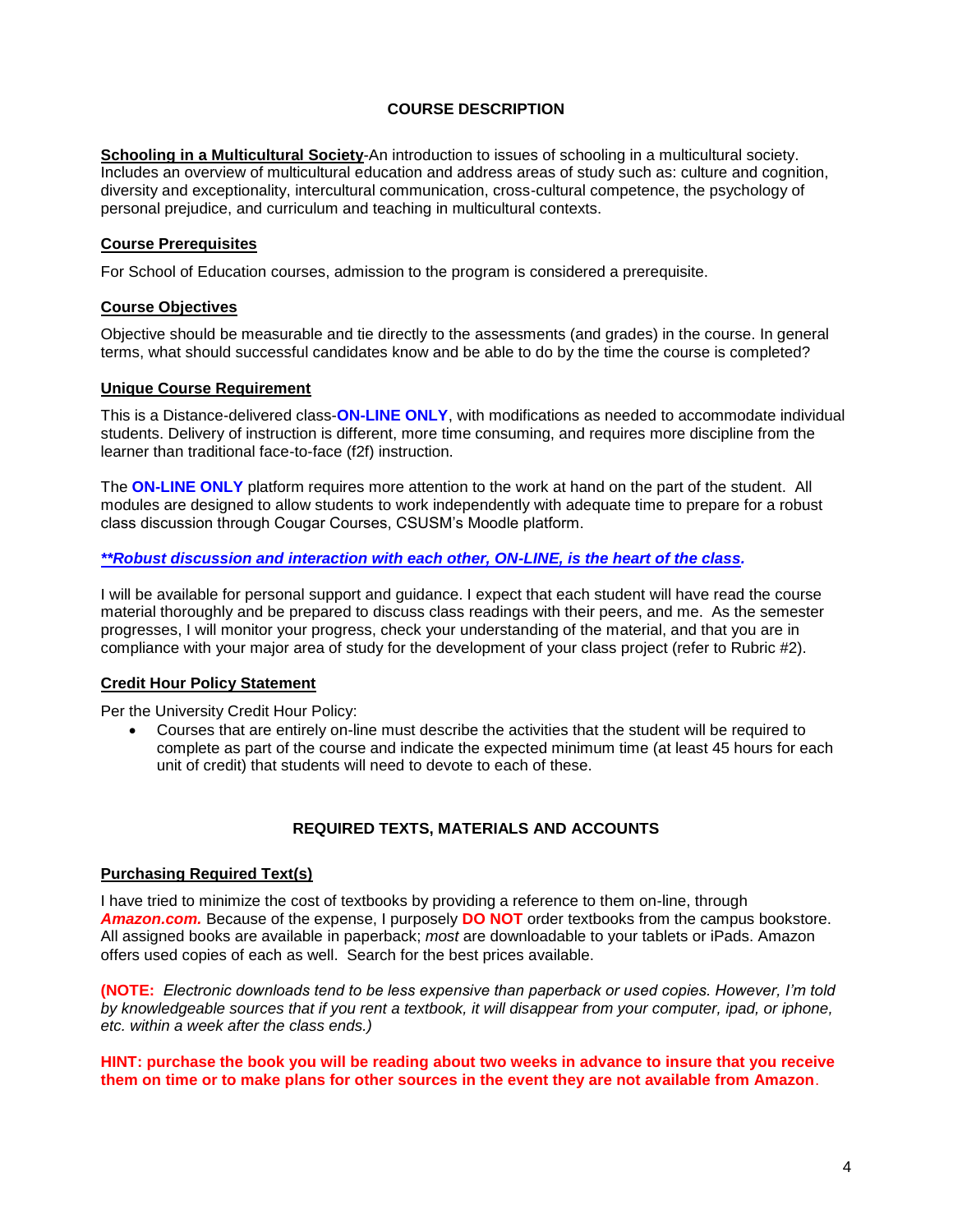## COURSE DESCRIPTION

**Schooling in a Multicultural Society**-An introduction to issues of schooling in a multicultural society. Includes an overview of multicultural education and address areas of study such as: culture and cognition, diversity and exceptionality, intercultural communication, cross-cultural competence, the psychology of personal prejudice, and curriculum and teaching in multicultural contexts.

### Course Prerequisites

For School of Education courses, admission to the program is considered a prerequisite.

### Course Objectives

Objective should be measurable and tie directly to the assessments (and grades) in the course. In general terms, what should successful candidates know and be able to do by the time the course is completed?

### Unique Course Requirement

This is a Distance-delivered class-**ON-LINE ONLY**, with modifications as needed to accommodate individual students. Delivery of instruction is different, more time consuming, and requires more discipline from the learner than traditional face-to-face (f2f) instruction.

The **ON-LINE ONLY** platform requires more attention to the work at hand on the part of the student. All modules are designed to allow students to work independently with adequate time to prepare for a robust class discussion through Cougar Courses, CSUSM's Moodle platform.

***\*\*Robust discussion and interaction with each other, ON-LINE, is the heart of the class.***

I will be available for personal support and guidance. I expect that each student will have read the course material thoroughly and be prepared to discuss class readings with their peers, and me. As the semester progresses, I will monitor your progress, check your understanding of the material, and that you are in compliance with your major area of study for the development of your class project (refer to Rubric #2).

### Credit Hour Policy Statement

Per the University Credit Hour Policy:

- Courses that are entirely on-line must describe the activities that the student will be required to complete as part of the course and indicate the expected minimum time (at least 45 hours for each unit of credit) that students will need to devote to each of these.

## REQUIRED TEXTS, MATERIALS AND ACCOUNTS

### Purchasing Required Text(s)

I have tried to minimize the cost of textbooks by providing a reference to them on-line, through ***Amazon.com.*** Because of the expense, I purposely **DO NOT** order textbooks from the campus bookstore. All assigned books are available in paperback; *most* are downloadable to your tablets or iPads. Amazon offers used copies of each as well. Search for the best prices available.

**(NOTE:** *Electronic downloads tend to be less expensive than paperback or used copies. However, I'm told by knowledgeable sources that if you rent a textbook, it will disappear from your computer, ipad, or iphone, etc. within a week after the class ends.)*

**HINT: purchase the book you will be reading about two weeks in advance to insure that you receive them on time or to make plans for other sources in the event they are not available from Amazon**.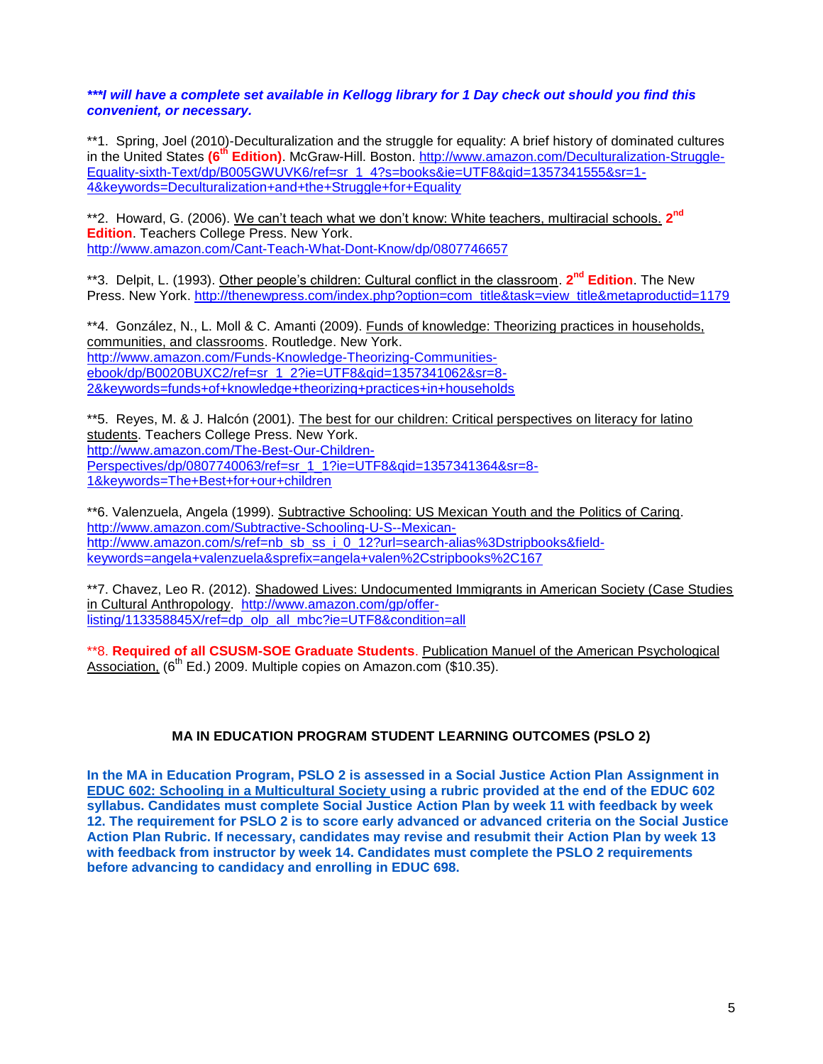***I will have a complete set available in Kellogg library for 1 Day check out should you find this convenient, or necessary.***

**1. Spring, Joel (2010)-Deculturalization and the struggle for equality: A brief history of dominated cultures in the United States **(6th Edition)**. McGraw-Hill. Boston. http://www.amazon.com/Deculturalization-Struggle-Equality-sixth-Text/dp/B005GWUVK6/ref=sr_1_4?s=books&ie=UTF8&qid=1357341555&sr=1-4&keywords=Deculturalization+and+the+Struggle+for+Equality

**2. Howard, G. (2006). We can't teach what we don't know: White teachers, multiracial schools. **2nd Edition**. Teachers College Press. New York. http://www.amazon.com/Cant-Teach-What-Dont-Know/dp/0807746657

**3. Delpit, L. (1993). Other people's children: Cultural conflict in the classroom. **2nd Edition**. The New Press. New York. http://thenewpress.com/index.php?option=com_title&task=view_title&metaproductid=1179

**4. González, N., L. Moll & C. Amanti (2009). Funds of knowledge: Theorizing practices in households, communities, and classrooms. Routledge. New York. http://www.amazon.com/Funds-Knowledge-Theorizing-Communities-ebook/dp/B0020BUXC2/ref=sr_1_2?ie=UTF8&qid=1357341062&sr=8-2&keywords=funds+of+knowledge+theorizing+practices+in+households

**5. Reyes, M. & J. Halcón (2001). The best for our children: Critical perspectives on literacy for latino students. Teachers College Press. New York. http://www.amazon.com/The-Best-Our-Children-Perspectives/dp/0807740063/ref=sr_1_1?ie=UTF8&qid=1357341364&sr=8-1&keywords=The+Best+for+our+children

**6. Valenzuela, Angela (1999). Subtractive Schooling: US Mexican Youth and the Politics of Caring. http://www.amazon.com/Subtractive-Schooling-U-S--Mexican-http://www.amazon.com/s/ref=nb_sb_ss_i_0_12?url=search-alias%3Dstripbooks&field-keywords=angela+valenzuela&sprefix=angela+valen%2Cstripbooks%2C167

**7. Chavez, Leo R. (2012). Shadowed Lives: Undocumented Immigrants in American Society (Case Studies in Cultural Anthropology. http://www.amazon.com/gp/offer-listing/113358845X/ref=dp_olp_all_mbc?ie=UTF8&condition=all

**8. **Required of all CSUSM-SOE Graduate Students**. Publication Manuel of the American Psychological Association, (6th Ed.) 2009. Multiple copies on Amazon.com ($10.35).

## MA IN EDUCATION PROGRAM STUDENT LEARNING OUTCOMES (PSLO 2)

**In the MA in Education Program, PSLO 2 is assessed in a Social Justice Action Plan Assignment in EDUC 602: Schooling in a Multicultural Society using a rubric provided at the end of the EDUC 602 syllabus. Candidates must complete Social Justice Action Plan by week 11 with feedback by week 12. The requirement for PSLO 2 is to score early advanced or advanced criteria on the Social Justice Action Plan Rubric. If necessary, candidates may revise and resubmit their Action Plan by week 13 with feedback from instructor by week 14. Candidates must complete the PSLO 2 requirements before advancing to candidacy and enrolling in EDUC 698.**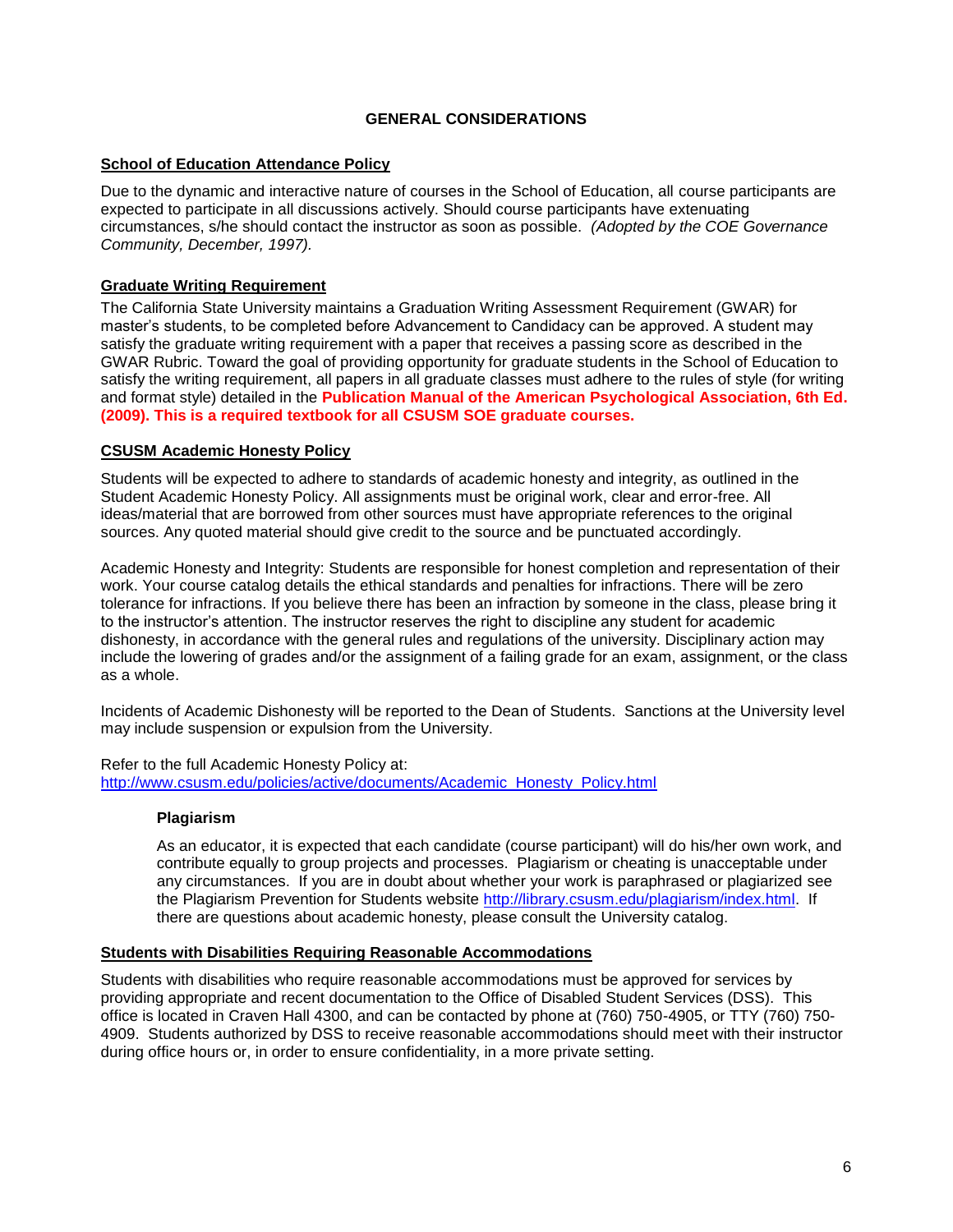## GENERAL CONSIDERATIONS

### School of Education Attendance Policy

Due to the dynamic and interactive nature of courses in the School of Education, all course participants are expected to participate in all discussions actively. Should course participants have extenuating circumstances, s/he should contact the instructor as soon as possible. *(Adopted by the COE Governance Community, December, 1997).*

### Graduate Writing Requirement

The California State University maintains a Graduation Writing Assessment Requirement (GWAR) for master's students, to be completed before Advancement to Candidacy can be approved. A student may satisfy the graduate writing requirement with a paper that receives a passing score as described in the GWAR Rubric. Toward the goal of providing opportunity for graduate students in the School of Education to satisfy the writing requirement, all papers in all graduate classes must adhere to the rules of style (for writing and format style) detailed in the **Publication Manual of the American Psychological Association, 6th Ed. (2009). This is a required textbook for all CSUSM SOE graduate courses.**

### CSUSM Academic Honesty Policy

Students will be expected to adhere to standards of academic honesty and integrity, as outlined in the Student Academic Honesty Policy. All assignments must be original work, clear and error-free. All ideas/material that are borrowed from other sources must have appropriate references to the original sources. Any quoted material should give credit to the source and be punctuated accordingly.

Academic Honesty and Integrity: Students are responsible for honest completion and representation of their work. Your course catalog details the ethical standards and penalties for infractions. There will be zero tolerance for infractions. If you believe there has been an infraction by someone in the class, please bring it to the instructor's attention. The instructor reserves the right to discipline any student for academic dishonesty, in accordance with the general rules and regulations of the university. Disciplinary action may include the lowering of grades and/or the assignment of a failing grade for an exam, assignment, or the class as a whole.

Incidents of Academic Dishonesty will be reported to the Dean of Students. Sanctions at the University level may include suspension or expulsion from the University.

Refer to the full Academic Honesty Policy at:
http://www.csusm.edu/policies/active/documents/Academic_Honesty_Policy.html

#### Plagiarism

As an educator, it is expected that each candidate (course participant) will do his/her own work, and contribute equally to group projects and processes. Plagiarism or cheating is unacceptable under any circumstances. If you are in doubt about whether your work is paraphrased or plagiarized see the Plagiarism Prevention for Students website http://library.csusm.edu/plagiarism/index.html. If there are questions about academic honesty, please consult the University catalog.

### Students with Disabilities Requiring Reasonable Accommodations

Students with disabilities who require reasonable accommodations must be approved for services by providing appropriate and recent documentation to the Office of Disabled Student Services (DSS). This office is located in Craven Hall 4300, and can be contacted by phone at (760) 750-4905, or TTY (760) 750-4909. Students authorized by DSS to receive reasonable accommodations should meet with their instructor during office hours or, in order to ensure confidentiality, in a more private setting.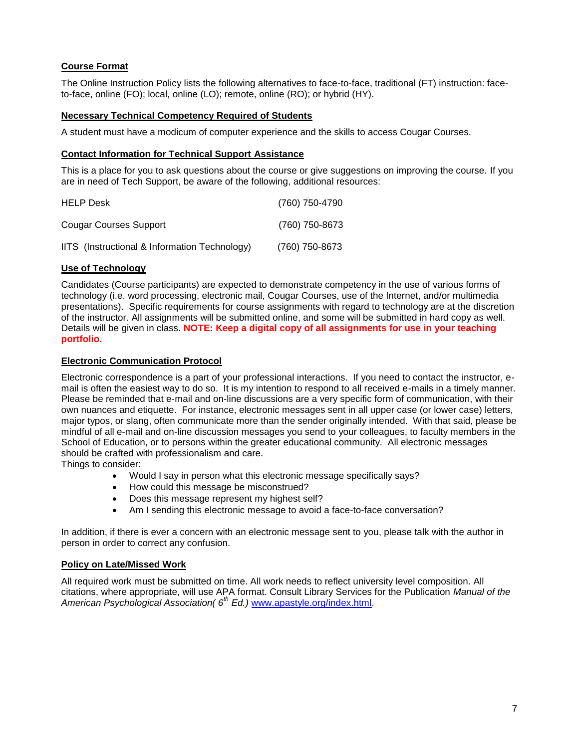**Course Format**

The Online Instruction Policy lists the following alternatives to face-to-face, traditional (FT) instruction: face-to-face, online (FO); local, online (LO); remote, online (RO); or hybrid (HY).

**Necessary Technical Competency Required of Students**

A student must have a modicum of computer experience and the skills to access Cougar Courses.

**Contact Information for Technical Support Assistance**

This is a place for you to ask questions about the course or give suggestions on improving the course. If you are in need of Tech Support, be aware of the following, additional resources:

| | |
|---|---|
| HELP Desk | (760) 750-4790 |
| Cougar Courses Support | (760) 750-8673 |
| IITS (Instructional & Information Technology) | (760) 750-8673 |

**Use of Technology**

Candidates (Course participants) are expected to demonstrate competency in the use of various forms of technology (i.e. word processing, electronic mail, Cougar Courses, use of the Internet, and/or multimedia presentations). Specific requirements for course assignments with regard to technology are at the discretion of the instructor. All assignments will be submitted online, and some will be submitted in hard copy as well. Details will be given in class. **NOTE: Keep a digital copy of all assignments for use in your teaching portfolio.**

**Electronic Communication Protocol**

Electronic correspondence is a part of your professional interactions. If you need to contact the instructor, e-mail is often the easiest way to do so. It is my intention to respond to all received e-mails in a timely manner. Please be reminded that e-mail and on-line discussions are a very specific form of communication, with their own nuances and etiquette. For instance, electronic messages sent in all upper case (or lower case) letters, major typos, or slang, often communicate more than the sender originally intended. With that said, please be mindful of all e-mail and on-line discussion messages you send to your colleagues, to faculty members in the School of Education, or to persons within the greater educational community. All electronic messages should be crafted with professionalism and care.
Things to consider:

- Would I say in person what this electronic message specifically says?
- How could this message be misconstrued?
- Does this message represent my highest self?
- Am I sending this electronic message to avoid a face-to-face conversation?

In addition, if there is ever a concern with an electronic message sent to you, please talk with the author in person in order to correct any confusion.

**Policy on Late/Missed Work**

All required work must be submitted on time. All work needs to reflect university level composition. All citations, where appropriate, will use APA format. Consult Library Services for the Publication *Manual of the American Psychological Association( 6th Ed.)* www.apastyle.org/index.html.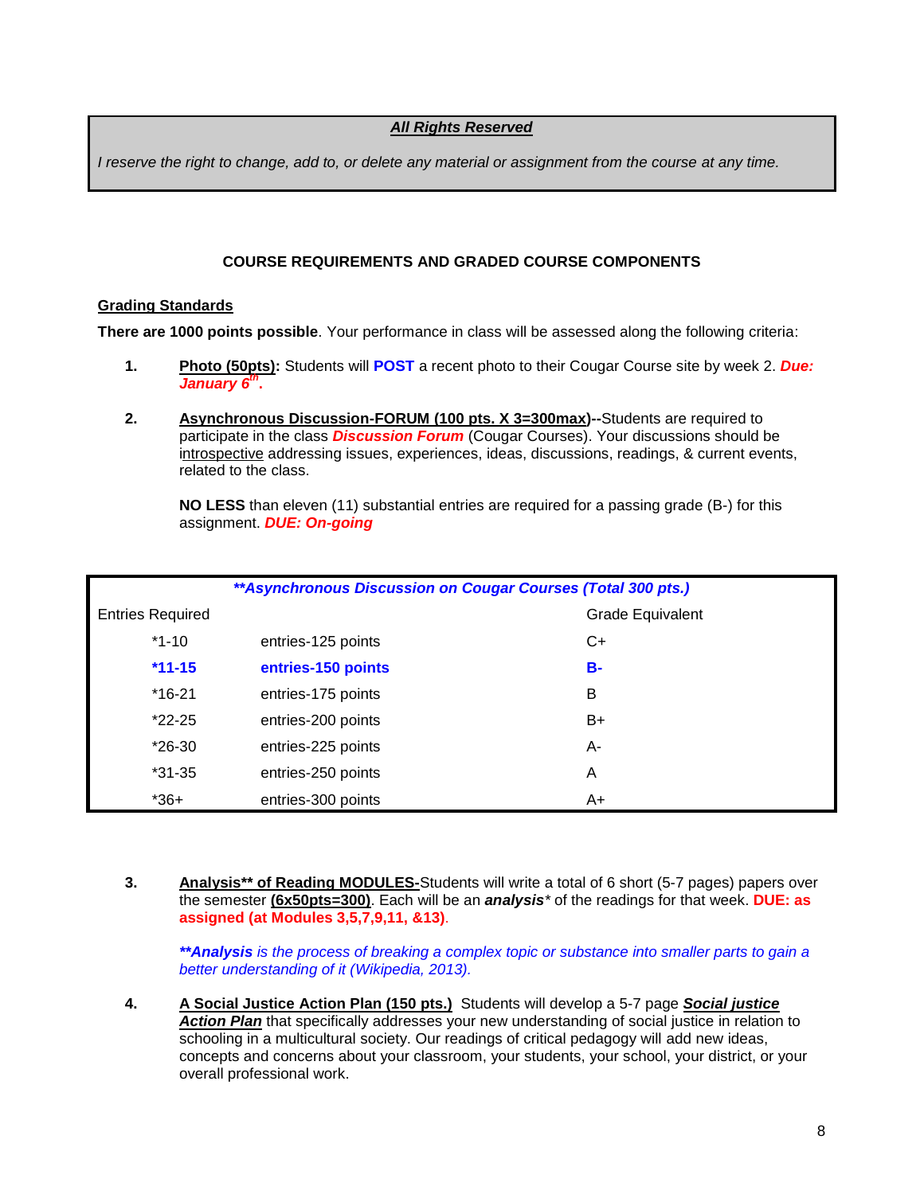**_All Rights Reserved_**

*I reserve the right to change, add to, or delete any material or assignment from the course at any time.*

## COURSE REQUIREMENTS AND GRADED COURSE COMPONENTS

### Grading Standards

**There are 1000 points possible**. Your performance in class will be assessed along the following criteria:

1. **Photo (50pts):** Students will **POST** a recent photo to their Cougar Course site by week 2. ***Due: January 6th.***

2. **Asynchronous Discussion-FORUM (100 pts. X 3=300max)--**Students are required to participate in the class ***Discussion Forum*** (Cougar Courses). Your discussions should be introspective addressing issues, experiences, ideas, discussions, readings, & current events, related to the class.

   **NO LESS** than eleven (11) substantial entries are required for a passing grade (B-) for this assignment. ***DUE: On-going***

| ***\*\*Asynchronous Discussion on Cougar Courses (Total 300 pts.)*** | | |
|---|---|---|
| Entries Required | | Grade Equivalent |
| *1-10 | entries-125 points | C+ |
| **\*11-15** | **entries-150 points** | **B-** |
| *16-21 | entries-175 points | B |
| *22-25 | entries-200 points | B+ |
| *26-30 | entries-225 points | A- |
| *31-35 | entries-250 points | A |
| *36+ | entries-300 points | A+ |

3. **Analysis\*\* of Reading MODULES-**Students will write a total of 6 short (5-7 pages) papers over the semester **(6x50pts=300)**. Each will be an ***analysis**** of the readings for that week. **DUE: as assigned (at Modules 3,5,7,9,11, &13)**.

   ***\*\*Analysis** is the process of breaking a complex topic or substance into smaller parts to gain a better understanding of it (Wikipedia, 2013).*

4. **A Social Justice Action Plan (150 pts.)** Students will develop a 5-7 page ***Social justice Action Plan*** that specifically addresses your new understanding of social justice in relation to schooling in a multicultural society. Our readings of critical pedagogy will add new ideas, concepts and concerns about your classroom, your students, your school, your district, or your overall professional work.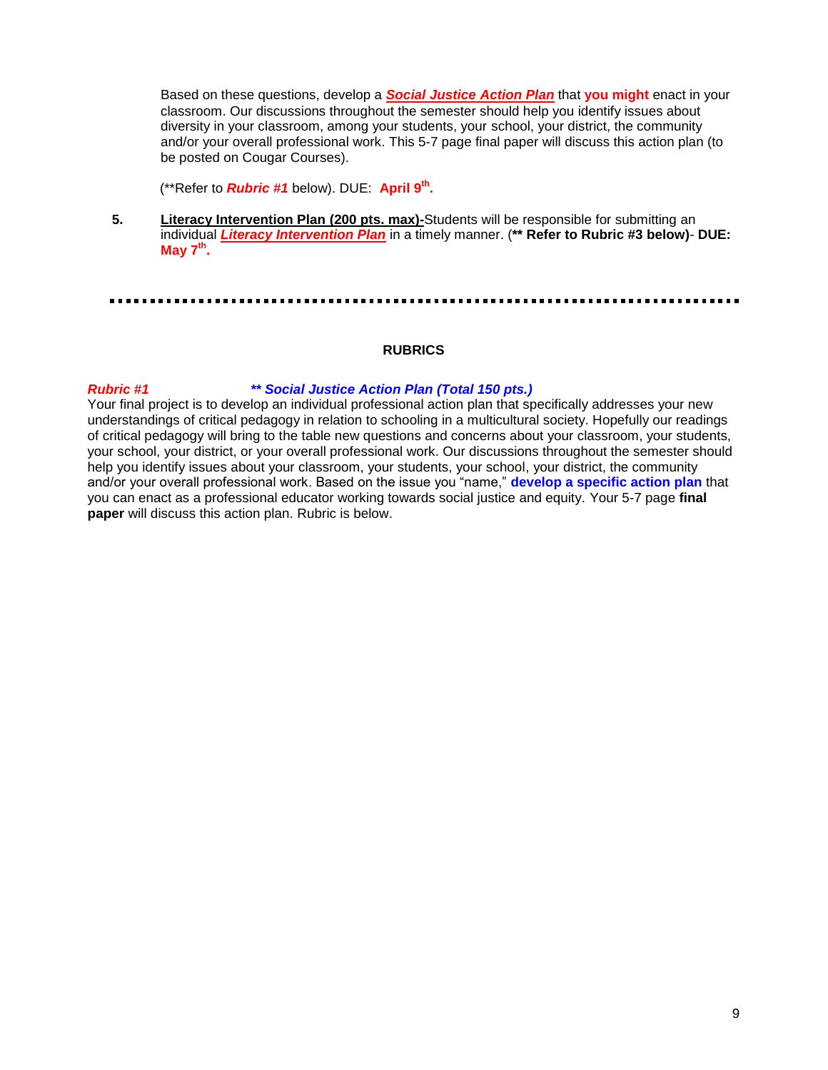Based on these questions, develop a ***Social Justice Action Plan*** that **you might** enact in your classroom. Our discussions throughout the semester should help you identify issues about diversity in your classroom, among your students, your school, your district, the community and/or your overall professional work. This 5-7 page final paper will discuss this action plan (to be posted on Cougar Courses).

(**Refer to ***Rubric #1*** below). DUE: **April 9th.**

**5.** **Literacy Intervention Plan (200 pts. max)-**Students will be responsible for submitting an individual ***Literacy Intervention Plan*** in a timely manner. (**** Refer to Rubric #3 below)**- **DUE: May 7th.**

---

## RUBRICS

***Rubric #1*** ***** Social Justice Action Plan (Total 150 pts.)***

Your final project is to develop an individual professional action plan that specifically addresses your new understandings of critical pedagogy in relation to schooling in a multicultural society. Hopefully our readings of critical pedagogy will bring to the table new questions and concerns about your classroom, your students, your school, your district, or your overall professional work. Our discussions throughout the semester should help you identify issues about your classroom, your students, your school, your district, the community and/or your overall professional work. Based on the issue you "name," **develop a specific action plan** that you can enact as a professional educator working towards social justice and equity. Your 5-7 page **final paper** will discuss this action plan. Rubric is below.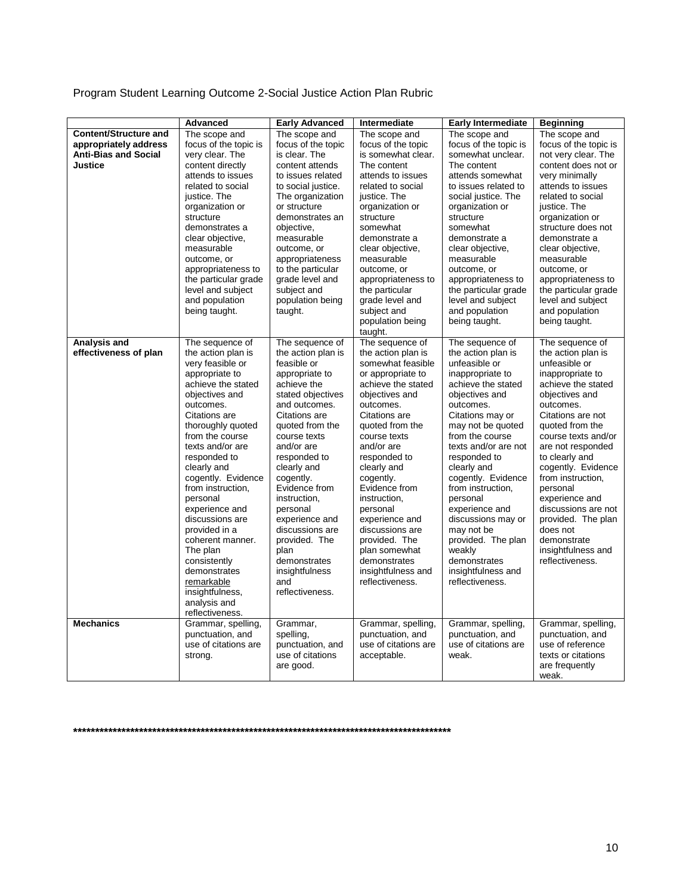Program Student Learning Outcome 2-Social Justice Action Plan Rubric

| | Advanced | Early Advanced | Intermediate | Early Intermediate | Beginning |
|---|---|---|---|---|---|
| **Content/Structure and appropriately address Anti-Bias and Social Justice** | The scope and focus of the topic is very clear. The content directly attends to issues related to social justice. The organization or structure demonstrates a clear objective, measurable outcome, or appropriateness to the particular grade level and subject and population being taught. | The scope and focus of the topic is clear. The content attends to issues related to social justice. The organization or structure demonstrates an objective, measurable outcome, or appropriateness to the particular grade level and subject and population being taught. | The scope and focus of the topic is somewhat clear. The content attends to issues related to social justice. The organization or structure somewhat demonstrate a clear objective, measurable outcome, or appropriateness to the particular grade level and subject and population being taught. | The scope and focus of the topic is somewhat unclear. The content attends somewhat to issues related to social justice. The organization or structure somewhat demonstrate a clear objective, measurable outcome, or appropriateness to the particular grade level and subject and population being taught. | The scope and focus of the topic is not very clear. The content does not or very minimally attends to issues related to social justice. The organization or structure does not demonstrate a clear objective, measurable outcome, or appropriateness to the particular grade level and subject and population being taught. |
| **Analysis and effectiveness of plan** | The sequence of the action plan is very feasible or appropriate to achieve the stated objectives and outcomes. Citations are thoroughly quoted from the course texts and/or are responded to clearly and cogently. Evidence from instruction, personal experience and discussions are provided in a coherent manner. The plan consistently demonstrates <u>remarkable</u> insightfulness, analysis and reflectiveness. | The sequence of the action plan is feasible or appropriate to achieve the stated objectives and outcomes. Citations are quoted from the course texts and/or are responded to clearly and cogently. Evidence from instruction, personal experience and discussions are provided. The plan demonstrates insightfulness and reflectiveness. | The sequence of the action plan is somewhat feasible or appropriate to achieve the stated objectives and outcomes. Citations are quoted from the course texts and/or are responded to clearly and cogently. Evidence from instruction, personal experience and discussions are provided. The plan somewhat demonstrates insightfulness and reflectiveness. | The sequence of the action plan is unfeasible or inappropriate to achieve the stated objectives and outcomes. Citations may or may not be quoted from the course texts and/or are not responded to clearly and cogently. Evidence from instruction, personal experience and discussions may or may not be provided. The plan weakly demonstrates insightfulness and reflectiveness. | The sequence of the action plan is unfeasible or inappropriate to achieve the stated objectives and outcomes. Citations are not quoted from the course texts and/or are not responded to clearly and cogently. Evidence from instruction, personal experience and discussions are not provided. The plan does not demonstrate insightfulness and reflectiveness. |
| **Mechanics** | Grammar, spelling, punctuation, and use of citations are strong. | Grammar, spelling, punctuation, and use of citations are good. | Grammar, spelling, punctuation, and use of citations are acceptable. | Grammar, spelling, punctuation, and use of citations are weak. | Grammar, spelling, punctuation, and use of reference texts or citations are frequently weak. |

**********************************************************************************************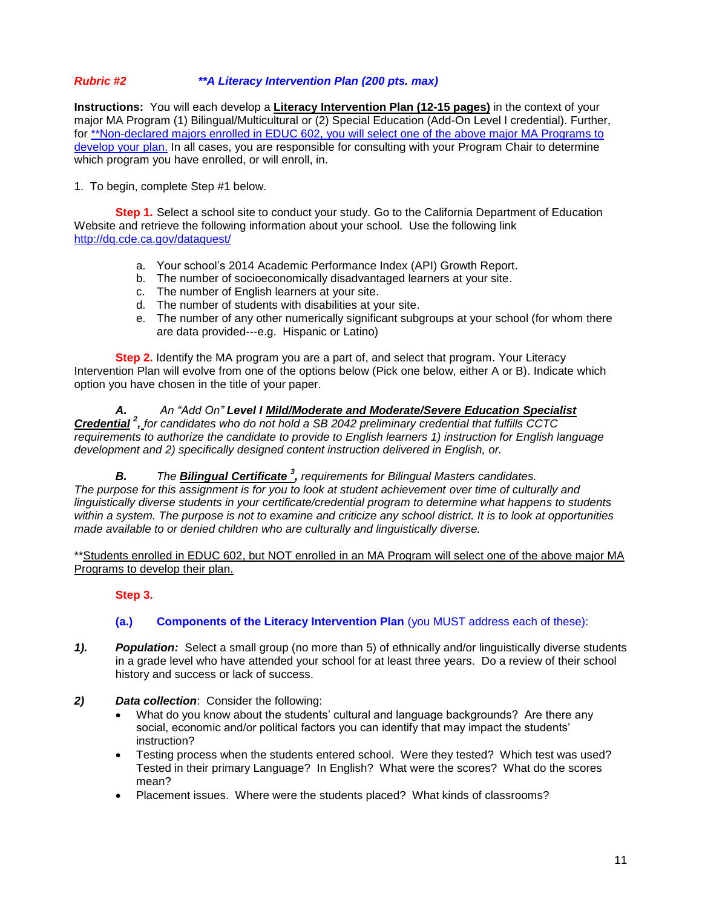***Rubric #2*** ***\*\*A Literacy Intervention Plan (200 pts. max)***

**Instructions:** You will each develop a **Literacy Intervention Plan (12-15 pages)** in the context of your major MA Program (1) Bilingual/Multicultural or (2) Special Education (Add-On Level I credential). Further, for **Non-declared majors enrolled in EDUC 602, you will select one of the above major MA Programs to develop your plan. In all cases, you are responsible for consulting with your Program Chair to determine which program you have enrolled, or will enroll, in.

1. To begin, complete Step #1 below.

**Step 1.** Select a school site to conduct your study. Go to the California Department of Education Website and retrieve the following information about your school. Use the following link http://dq.cde.ca.gov/dataquest/

a. Your school's 2014 Academic Performance Index (API) Growth Report.
b. The number of socioeconomically disadvantaged learners at your site.
c. The number of English learners at your site.
d. The number of students with disabilities at your site.
e. The number of any other numerically significant subgroups at your school (for whom there are data provided---e.g. Hispanic or Latino)

**Step 2.** Identify the MA program you are a part of, and select that program. Your Literacy Intervention Plan will evolve from one of the options below (Pick one below, either A or B). Indicate which option you have chosen in the title of your paper.

***A.*** *An "Add On" **Level I Mild/Moderate and Moderate/Severe Education Specialist Credential** [2], for candidates who do not hold a SB 2042 preliminary credential that fulfills CCTC requirements to authorize the candidate to provide to English learners 1) instruction for English language development and 2) specifically designed content instruction delivered in English, or.*

***B.*** *The **Bilingual Certificate** [3], requirements for Bilingual Masters candidates.*
*The purpose for this assignment is for you to look at student achievement over time of culturally and linguistically diverse students in your certificate/credential program to determine what happens to students within a system. The purpose is not to examine and criticize any school district. It is to look at opportunities made available to or denied children who are culturally and linguistically diverse.*

**Students enrolled in EDUC 602, but NOT enrolled in an MA Program will select one of the above major MA Programs to develop their plan.

**Step 3.**

**(a.) Components of the Literacy Intervention Plan** (you MUST address each of these):

***1).*** ***Population:*** Select a small group (no more than 5) of ethnically and/or linguistically diverse students in a grade level who have attended your school for at least three years. Do a review of their school history and success or lack of success.

***2)*** ***Data collection***: Consider the following:

- What do you know about the students' cultural and language backgrounds? Are there any social, economic and/or political factors you can identify that may impact the students' instruction?
- Testing process when the students entered school. Were they tested? Which test was used? Tested in their primary Language? In English? What were the scores? What do the scores mean?
- Placement issues. Where were the students placed? What kinds of classrooms?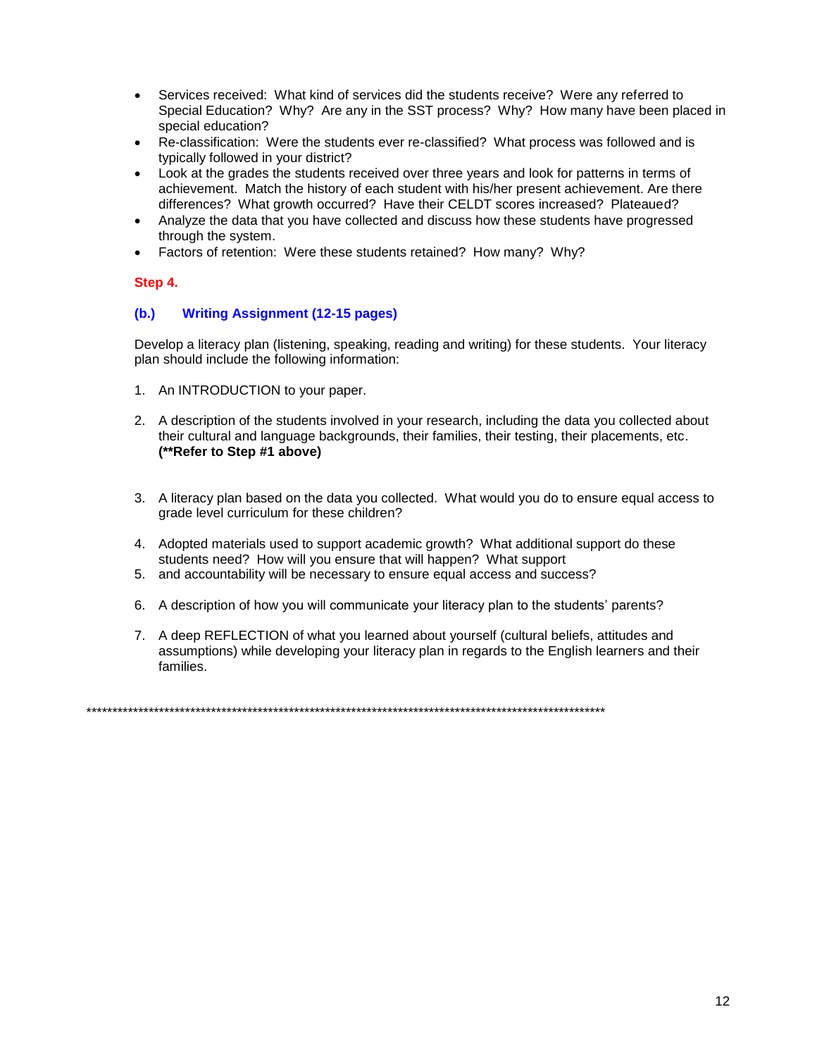- Services received: What kind of services did the students receive? Were any referred to Special Education? Why? Are any in the SST process? Why? How many have been placed in special education?
- Re-classification: Were the students ever re-classified? What process was followed and is typically followed in your district?
- Look at the grades the students received over three years and look for patterns in terms of achievement. Match the history of each student with his/her present achievement. Are there differences? What growth occurred? Have their CELDT scores increased? Plateaued?
- Analyze the data that you have collected and discuss how these students have progressed through the system.
- Factors of retention: Were these students retained? How many? Why?

**Step 4.**

**(b.) Writing Assignment (12-15 pages)**

Develop a literacy plan (listening, speaking, reading and writing) for these students. Your literacy plan should include the following information:

1. An INTRODUCTION to your paper.

2. A description of the students involved in your research, including the data you collected about their cultural and language backgrounds, their families, their testing, their placements, etc. **(**Refer to Step #1 above)**

3. A literacy plan based on the data you collected. What would you do to ensure equal access to grade level curriculum for these children?

4. Adopted materials used to support academic growth? What additional support do these students need? How will you ensure that will happen? What support
5. and accountability will be necessary to ensure equal access and success?

6. A description of how you will communicate your literacy plan to the students' parents?

7. A deep REFLECTION of what you learned about yourself (cultural beliefs, attitudes and assumptions) while developing your literacy plan in regards to the English learners and their families.

*************************************************************************************************************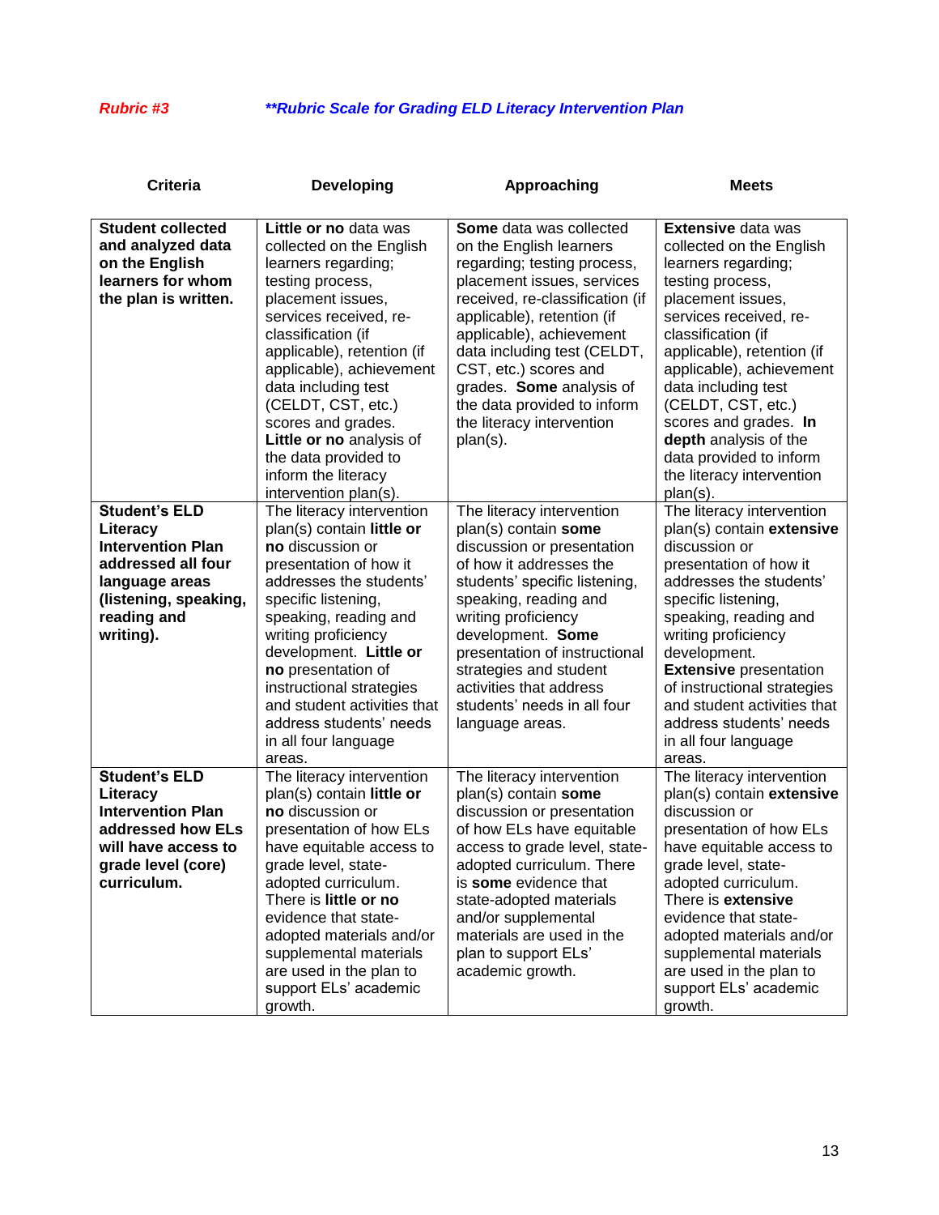*Rubric #3* ***Rubric Scale for Grading ELD Literacy Intervention Plan**

| Criteria | Developing | Approaching | Meets |
|---|---|---|---|
| **Student collected and analyzed data on the English learners for whom the plan is written.** | **Little or no** data was collected on the English learners regarding; testing process, placement issues, services received, re-classification (if applicable), retention (if applicable), achievement data including test (CELDT, CST, etc.) scores and grades. **Little or no** analysis of the data provided to inform the literacy intervention plan(s). | **Some** data was collected on the English learners regarding; testing process, placement issues, services received, re-classification (if applicable), retention (if applicable), achievement data including test (CELDT, CST, etc.) scores and grades. **Some** analysis of the data provided to inform the literacy intervention plan(s). | **Extensive** data was collected on the English learners regarding; testing process, placement issues, services received, re-classification (if applicable), retention (if applicable), achievement data including test (CELDT, CST, etc.) scores and grades. **In depth** analysis of the data provided to inform the literacy intervention plan(s). |
| **Student's ELD Literacy Intervention Plan addressed all four language areas (listening, speaking, reading and writing).** | The literacy intervention plan(s) contain **little or no** discussion or presentation of how it addresses the students' specific listening, speaking, reading and writing proficiency development. **Little or no** presentation of instructional strategies and student activities that address students' needs in all four language areas. | The literacy intervention plan(s) contain **some** discussion or presentation of how it addresses the students' specific listening, speaking, reading and writing proficiency development. **Some** presentation of instructional strategies and student activities that address students' needs in all four language areas. | The literacy intervention plan(s) contain **extensive** discussion or presentation of how it addresses the students' specific listening, speaking, reading and writing proficiency development. **Extensive** presentation of instructional strategies and student activities that address students' needs in all four language areas. |
| **Student's ELD Literacy Intervention Plan addressed how ELs will have access to grade level (core) curriculum.** | The literacy intervention plan(s) contain **little or no** discussion or presentation of how ELs have equitable access to grade level, state-adopted curriculum. There is **little or no** evidence that state-adopted materials and/or supplemental materials are used in the plan to support ELs' academic growth. | The literacy intervention plan(s) contain **some** discussion or presentation of how ELs have equitable access to grade level, state-adopted curriculum. There is **some** evidence that state-adopted materials and/or supplemental materials are used in the plan to support ELs' academic growth. | The literacy intervention plan(s) contain **extensive** discussion or presentation of how ELs have equitable access to grade level, state-adopted curriculum. There is **extensive** evidence that state-adopted materials and/or supplemental materials are used in the plan to support ELs' academic growth. |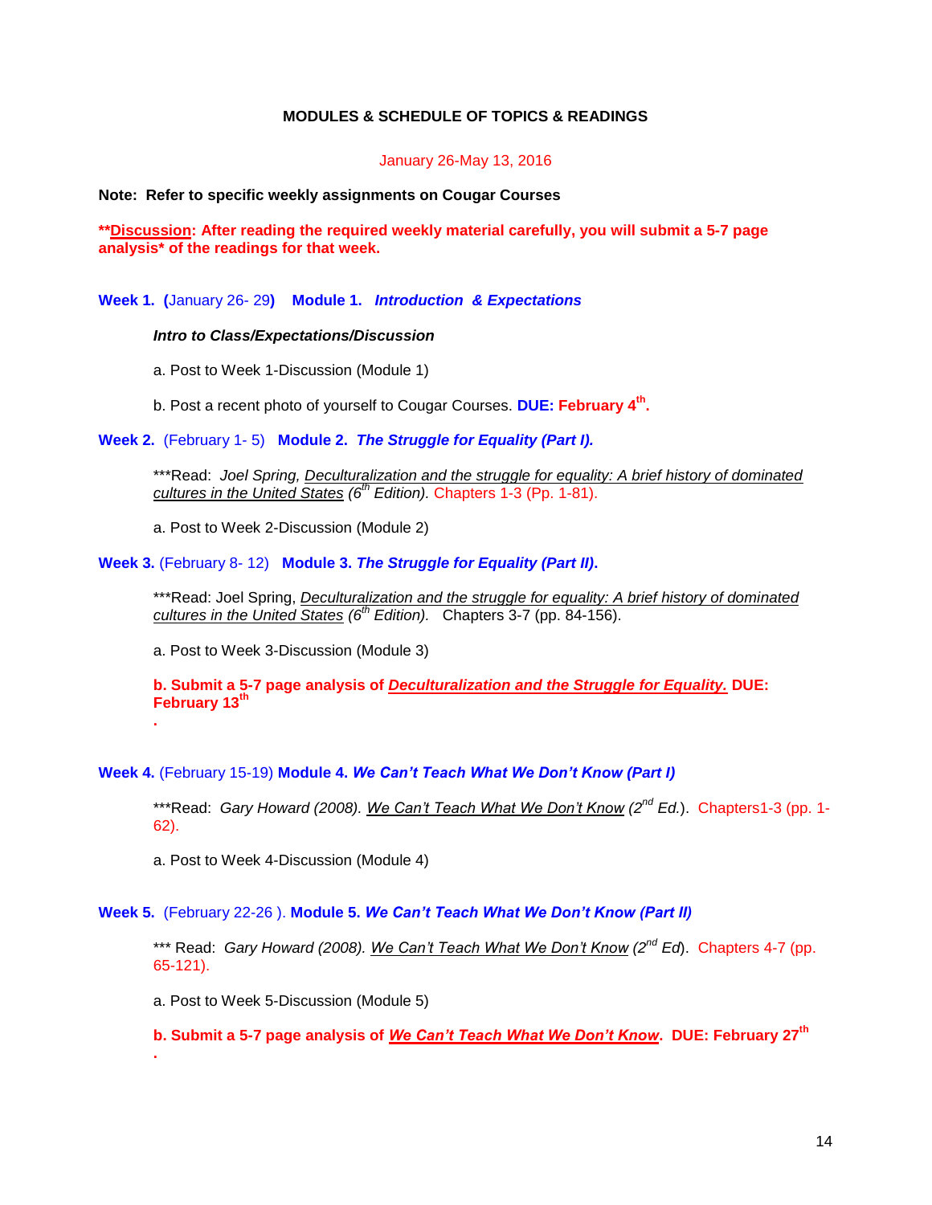## MODULES & SCHEDULE OF TOPICS & READINGS

January 26-May 13, 2016

**Note: Refer to specific weekly assignments on Cougar Courses**

****Discussion: After reading the required weekly material carefully, you will submit a 5-7 page analysis* of the readings for that week.**

**Week 1. (**January 26- 29**) Module 1. *Introduction & Expectations***

> ***Intro to Class/Expectations/Discussion***
>
> a. Post to Week 1-Discussion (Module 1)
>
> b. Post a recent photo of yourself to Cougar Courses. **DUE: February 4th.**

**Week 2.** (February 1- 5) **Module 2. *The Struggle for Equality (Part I).***

> ***Read: *Joel Spring, Deculturalization and the struggle for equality: A brief history of dominated cultures in the United States (6th Edition).* Chapters 1-3 (Pp. 1-81).
>
> a. Post to Week 2-Discussion (Module 2)

**Week 3.** (February 8- 12) **Module 3. *The Struggle for Equality (Part II).***

> ***Read: Joel Spring, *Deculturalization and the struggle for equality: A brief history of dominated cultures in the United States (6th Edition).* Chapters 3-7 (pp. 84-156).
>
> a. Post to Week 3-Discussion (Module 3)
>
> **b. Submit a 5-7 page analysis of *Deculturalization and the Struggle for Equality.* DUE: February 13th.**

**Week 4.** (February 15-19) **Module 4. *We Can't Teach What We Don't Know (Part I)***

> ***Read: *Gary Howard (2008). We Can't Teach What We Don't Know (2nd Ed.).* Chapters1-3 (pp. 1-62).
>
> a. Post to Week 4-Discussion (Module 4)

**Week 5.** (February 22-26 ). **Module 5. *We Can't Teach What We Don't Know (Part II)***

> *** Read: *Gary Howard (2008). We Can't Teach What We Don't Know (2nd Ed).* Chapters 4-7 (pp. 65-121).
>
> a. Post to Week 5-Discussion (Module 5)
>
> **b. Submit a 5-7 page analysis of *We Can't Teach What We Don't Know*. DUE: February 27th.**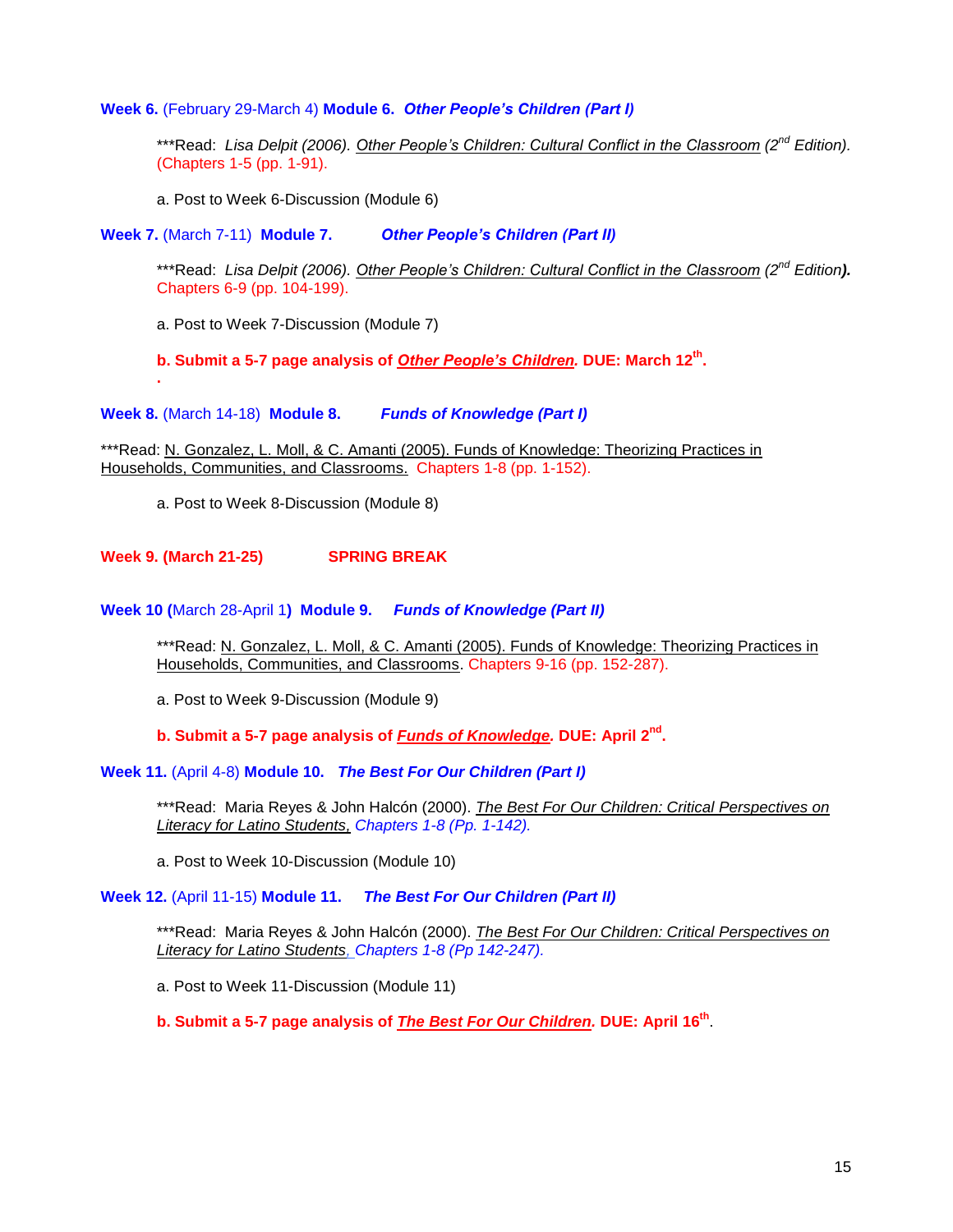**Week 6.** (February 29-March 4) **Module 6.** ***Other People's Children (Part I)***

> ***Read: *Lisa Delpit (2006). Other People's Children: Cultural Conflict in the Classroom (2nd Edition).* (Chapters 1-5 (pp. 1-91).
>
> a. Post to Week 6-Discussion (Module 6)

**Week 7.** (March 7-11) **Module 7.** ***Other People's Children (Part II)***

> ***Read: *Lisa Delpit (2006). Other People's Children: Cultural Conflict in the Classroom (2nd Edition)***. Chapters 6-9 (pp. 104-199).
>
> a. Post to Week 7-Discussion (Module 7)
>
> **b. Submit a 5-7 page analysis of *Other People's Children.* DUE: March 12th.**
>
> .

**Week 8.** (March 14-18) **Module 8.** ***Funds of Knowledge (Part I)***

***Read: N. Gonzalez, L. Moll, & C. Amanti (2005). Funds of Knowledge: Theorizing Practices in Households, Communities, and Classrooms. Chapters 1-8 (pp. 1-152).

> a. Post to Week 8-Discussion (Module 8)

**Week 9. (March 21-25) SPRING BREAK**

**Week 10 (**March 28-April 1**) Module 9.** ***Funds of Knowledge (Part II)***

> ***Read: N. Gonzalez, L. Moll, & C. Amanti (2005). Funds of Knowledge: Theorizing Practices in Households, Communities, and Classrooms. Chapters 9-16 (pp. 152-287).
>
> a. Post to Week 9-Discussion (Module 9)
>
> **b. Submit a 5-7 page analysis of *Funds of Knowledge*. DUE: April 2nd.**

**Week 11.** (April 4-8) **Module 10.** ***The Best For Our Children (Part I)***

> ***Read: Maria Reyes & John Halcón (2000). *The Best For Our Children: Critical Perspectives on Literacy for Latino Students, Chapters 1-8 (Pp. 1-142).*
>
> a. Post to Week 10-Discussion (Module 10)

**Week 12.** (April 11-15) **Module 11.** ***The Best For Our Children (Part II)***

> ***Read: Maria Reyes & John Halcón (2000). *The Best For Our Children: Critical Perspectives on Literacy for Latino Students, Chapters 1-8 (Pp 142-247).*
>
> a. Post to Week 11-Discussion (Module 11)
>
> **b. Submit a 5-7 page analysis of *The Best For Our Children*. DUE: April 16th.**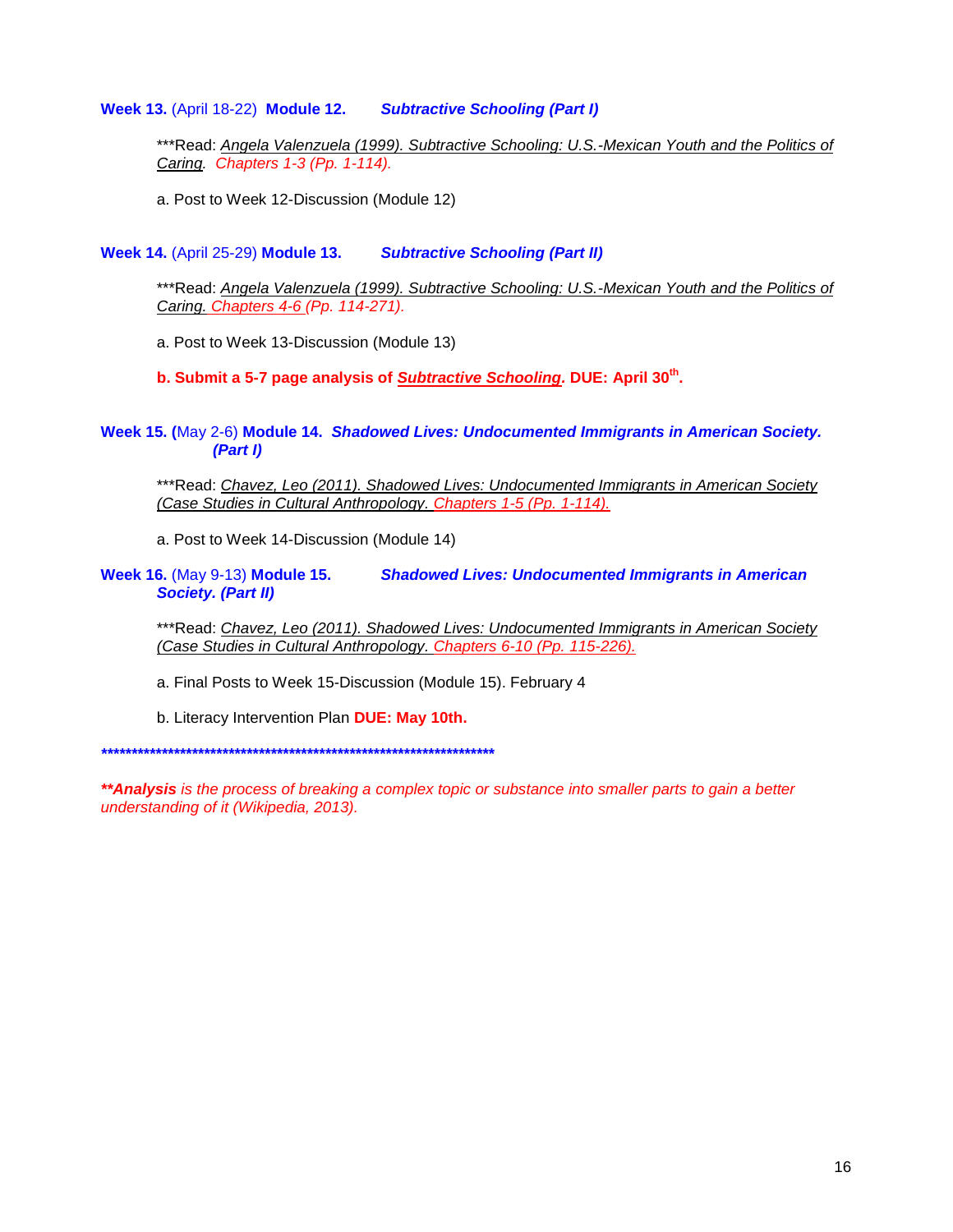**Week 13.** (April 18-22) **Module 12.** ***Subtractive Schooling (Part I)***

***Read: *Angela Valenzuela (1999). Subtractive Schooling: U.S.-Mexican Youth and the Politics of Caring.* *Chapters 1-3 (Pp. 1-114).*

a. Post to Week 12-Discussion (Module 12)

**Week 14.** (April 25-29) **Module 13.** ***Subtractive Schooling (Part II)***

***Read: *Angela Valenzuela (1999). Subtractive Schooling: U.S.-Mexican Youth and the Politics of Caring. Chapters 4-6 (Pp. 114-271).*

a. Post to Week 13-Discussion (Module 13)

**b. Submit a 5-7 page analysis of *Subtractive Schooling*. DUE: April 30th.**

**Week 15.** (May 2-6) **Module 14.** ***Shadowed Lives: Undocumented Immigrants in American Society. (Part I)***

***Read: *Chavez, Leo (2011). Shadowed Lives: Undocumented Immigrants in American Society (Case Studies in Cultural Anthropology. Chapters 1-5 (Pp. 1-114).*

a. Post to Week 14-Discussion (Module 14)

**Week 16.** (May 9-13) **Module 15.** ***Shadowed Lives: Undocumented Immigrants in American Society. (Part II)***

***Read: *Chavez, Leo (2011). Shadowed Lives: Undocumented Immigrants in American Society (Case Studies in Cultural Anthropology. Chapters 6-10 (Pp. 115-226).*

a. Final Posts to Week 15-Discussion (Module 15). February 4

b. Literacy Intervention Plan **DUE: May 10th.**

***************************************************************************

***\*\*Analysis** is the process of breaking a complex topic or substance into smaller parts to gain a better understanding of it (Wikipedia, 2013).*